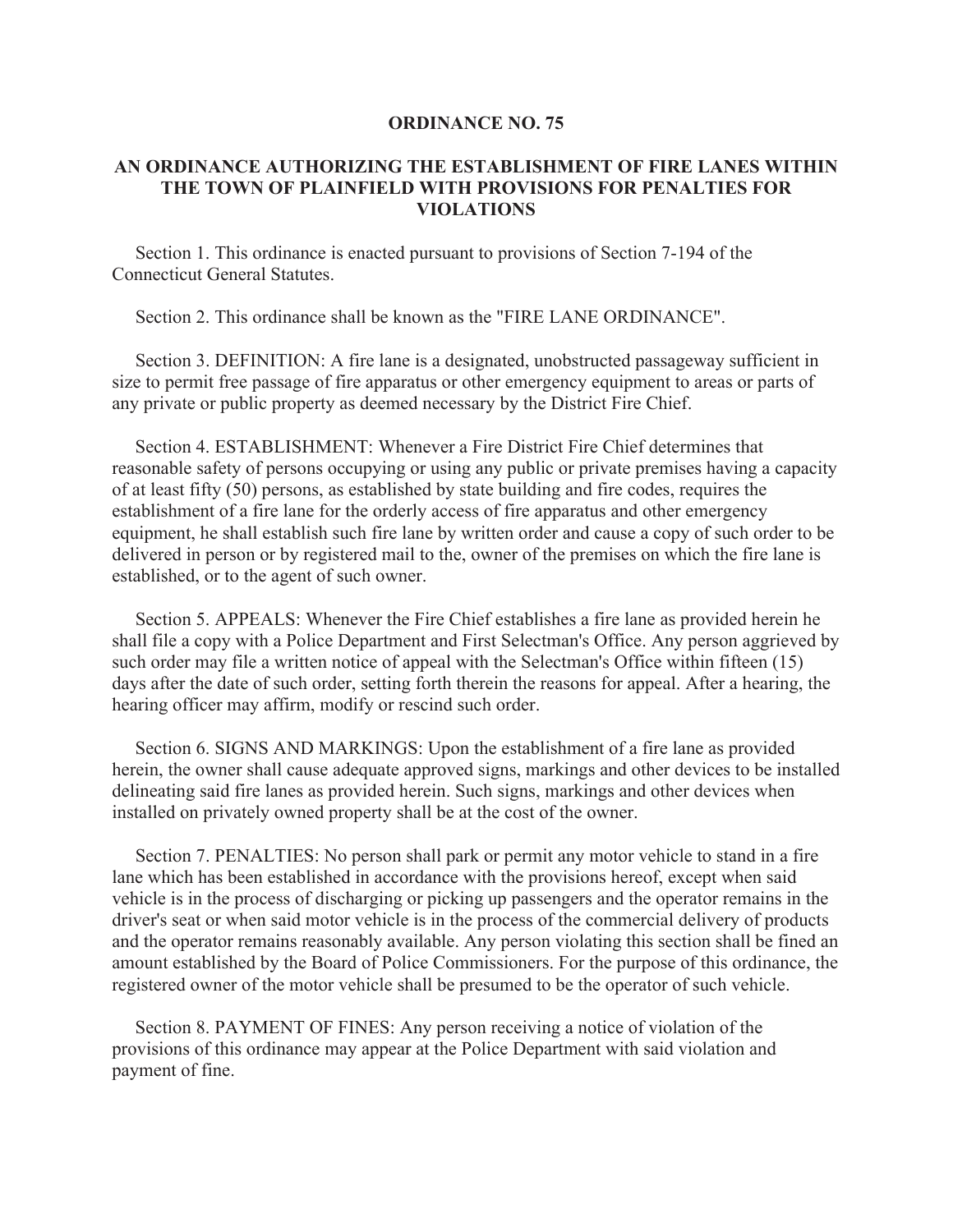# ORDINANCE NO. 75

## AN ORDINANCE AUTHORIZING THE ESTABLISHMENT OF FIRE LANES WITHIN THE TOWN OF PLAINFIELD WITH PROVISIONS FOR PENALTIES FOR VIOLATIONS

Section 1. This ordinance is enacted pursuant to provisions of Section 7-194 of the Connecticut General Statutes.

Section 2. This ordinance shall be known as the "FIRE LANE ORDINANCE".

Section 3. DEFINITION: A fire lane is a designated, unobstructed passageway sufficient in size to permit free passage of fire apparatus or other emergency equipment to areas or parts of any private or public property as deemed necessary by the District Fire Chief.

Section 4. ESTABLISHMENT: Whenever a Fire District Fire Chief determines that reasonable safety of persons occupying or using any public or private premises having a capacity of at least fifty (50) persons, as established by state building and fire codes, requires the establishment of a fire lane for the orderly access of fire apparatus and other emergency equipment, he shall establish such fire lane by written order and cause a copy of such order to be delivered in person or by registered mail to the, owner of the premises on which the fire lane is established, or to the agent of such owner.

Section 5. APPEALS: Whenever the Fire Chief establishes a fire lane as provided herein he shall file a copy with a Police Department and First Selectman's Office. Any person aggrieved by such order may file a written notice of appeal with the Selectman's Office within fifteen (15) days after the date of such order, setting forth therein the reasons for appeal. After a hearing, the hearing officer may affirm, modify or rescind such order.

Section 6. SIGNS AND MARKINGS: Upon the establishment of a fire lane as provided herein, the owner shall cause adequate approved signs, markings and other devices to be installed delineating said fire lanes as provided herein. Such signs, markings and other devices when installed on privately owned property shall be at the cost of the owner.

Section 7. PENALTIES: No person shall park or permit any motor vehicle to stand in a fire lane which has been established in accordance with the provisions hereof, except when said vehicle is in the process of discharging or picking up passengers and the operator remains in the driver's seat or when said motor vehicle is in the process of the commercial delivery of products and the operator remains reasonably available. Any person violating this section shall be fined an amount established by the Board of Police Commissioners. For the purpose of this ordinance, the registered owner of the motor vehicle shall be presumed to be the operator of such vehicle.

Section 8. PAYMENT OF FINES: Any person receiving a notice of violation of the provisions of this ordinance may appear at the Police Department with said violation and payment of fine.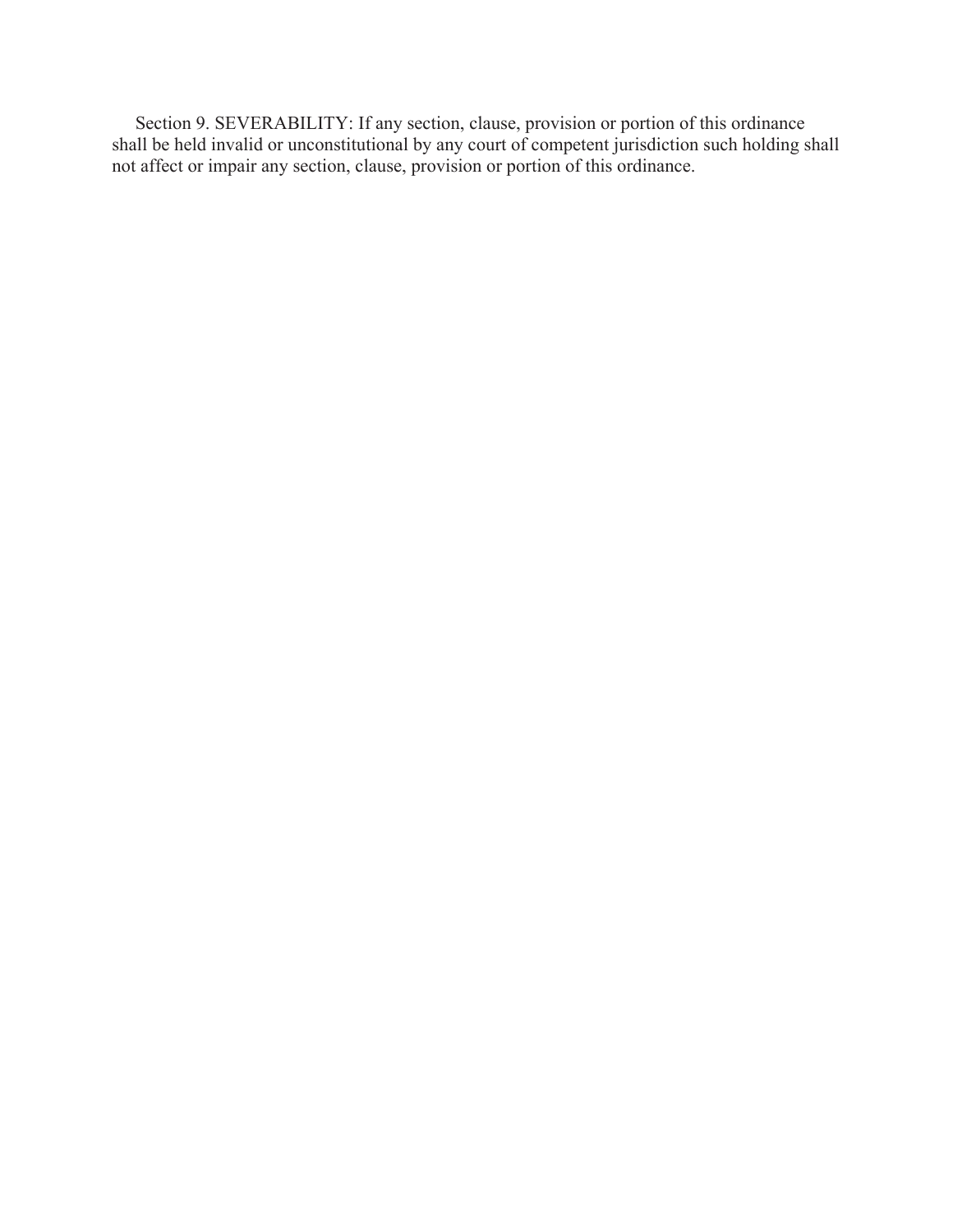Section 9. SEVERABILITY: If any section, clause, provision or portion of this ordinance shall be held invalid or unconstitutional by any court of competent jurisdiction such holding shall not affect or impair any section, clause, provision or portion of this ordinance.